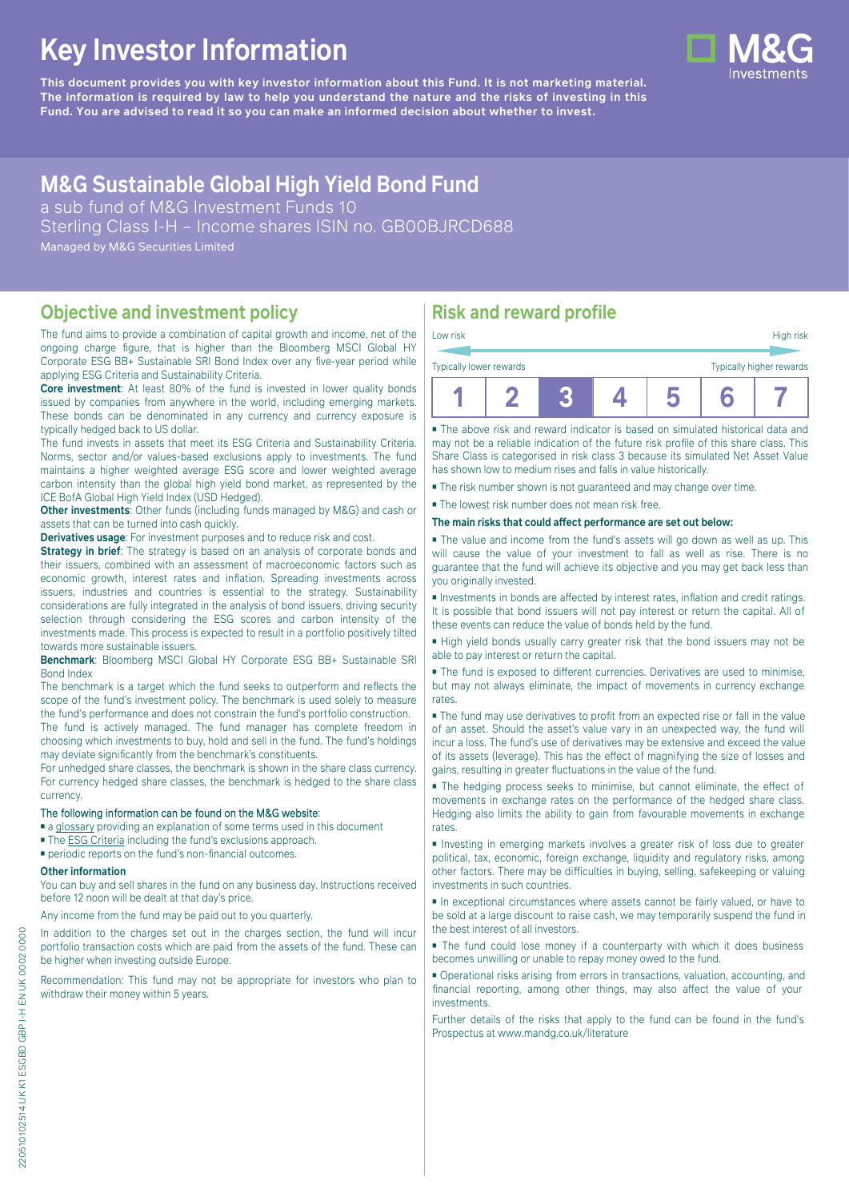# Key Investor Information

**This document provides you with key investor information about this Fund. It is not marketing material. The information is required by law to help you understand the nature and the risks of investing in this Fund. You are advised to read it so you can make an informed decision about whether to invest.**

## M&G Sustainable Global High Yield Bond Fund

a sub fund of M&G Investment Funds 10
Sterling Class I-H – Income shares ISIN no. GB00BJRCD688
Managed by M&G Securities Limited

## Objective and investment policy

The fund aims to provide a combination of capital growth and income, net of the ongoing charge figure, that is higher than the Bloomberg MSCI Global HY Corporate ESG BB+ Sustainable SRI Bond Index over any five-year period while applying ESG Criteria and Sustainability Criteria.

**Core investment**: At least 80% of the fund is invested in lower quality bonds issued by companies from anywhere in the world, including emerging markets. These bonds can be denominated in any currency and currency exposure is typically hedged back to US dollar.

The fund invests in assets that meet its ESG Criteria and Sustainability Criteria. Norms, sector and/or values-based exclusions apply to investments. The fund maintains a higher weighted average ESG score and lower weighted average carbon intensity than the global high yield bond market, as represented by the ICE BofA Global High Yield Index (USD Hedged).

**Other investments**: Other funds (including funds managed by M&G) and cash or assets that can be turned into cash quickly.

**Derivatives usage**: For investment purposes and to reduce risk and cost.

**Strategy in brief**: The strategy is based on an analysis of corporate bonds and their issuers, combined with an assessment of macroeconomic factors such as economic growth, interest rates and inflation. Spreading investments across issuers, industries and countries is essential to the strategy. Sustainability considerations are fully integrated in the analysis of bond issuers, driving security selection through considering the ESG scores and carbon intensity of the investments made. This process is expected to result in a portfolio positively tilted towards more sustainable issuers.

**Benchmark**: Bloomberg MSCI Global HY Corporate ESG BB+ Sustainable SRI Bond Index

The benchmark is a target which the fund seeks to outperform and reflects the scope of the fund's investment policy. The benchmark is used solely to measure the fund's performance and does not constrain the fund's portfolio construction.

The fund is actively managed. The fund manager has complete freedom in choosing which investments to buy, hold and sell in the fund. The fund's holdings may deviate significantly from the benchmark's constituents.

For unhedged share classes, the benchmark is shown in the share class currency. For currency hedged share classes, the benchmark is hedged to the share class currency.

The following information can be found on the M&G website:

- a glossary providing an explanation of some terms used in this document
- The ESG Criteria including the fund's exclusions approach.
- periodic reports on the fund's non-financial outcomes.

**Other information**

You can buy and sell shares in the fund on any business day. Instructions received before 12 noon will be dealt at that day's price.

Any income from the fund may be paid out to you quarterly.

In addition to the charges set out in the charges section, the fund will incur portfolio transaction costs which are paid from the assets of the fund. These can be higher when investing outside Europe.

Recommendation: This fund may not be appropriate for investors who plan to withdraw their money within 5 years.

## Risk and reward profile

Low risk — High risk

Typically lower rewards — Typically higher rewards

| 1 | 2 | **3** | 4 | 5 | 6 | 7 |
|---|---|---|---|---|---|---|

- The above risk and reward indicator is based on simulated historical data and may not be a reliable indication of the future risk profile of this share class. This Share Class is categorised in risk class 3 because its simulated Net Asset Value has shown low to medium rises and falls in value historically.
- The risk number shown is not guaranteed and may change over time.
- The lowest risk number does not mean risk free.

**The main risks that could affect performance are set out below:**

- The value and income from the fund's assets will go down as well as up. This will cause the value of your investment to fall as well as rise. There is no guarantee that the fund will achieve its objective and you may get back less than you originally invested.
- Investments in bonds are affected by interest rates, inflation and credit ratings. It is possible that bond issuers will not pay interest or return the capital. All of these events can reduce the value of bonds held by the fund.
- High yield bonds usually carry greater risk that the bond issuers may not be able to pay interest or return the capital.
- The fund is exposed to different currencies. Derivatives are used to minimise, but may not always eliminate, the impact of movements in currency exchange rates.
- The fund may use derivatives to profit from an expected rise or fall in the value of an asset. Should the asset's value vary in an unexpected way, the fund will incur a loss. The fund's use of derivatives may be extensive and exceed the value of its assets (leverage). This has the effect of magnifying the size of losses and gains, resulting in greater fluctuations in the value of the fund.
- The hedging process seeks to minimise, but cannot eliminate, the effect of movements in exchange rates on the performance of the hedged share class. Hedging also limits the ability to gain from favourable movements in exchange rates.
- Investing in emerging markets involves a greater risk of loss due to greater political, tax, economic, foreign exchange, liquidity and regulatory risks, among other factors. There may be difficulties in buying, selling, safekeeping or valuing investments in such countries.
- In exceptional circumstances where assets cannot be fairly valued, or have to be sold at a large discount to raise cash, we may temporarily suspend the fund in the best interest of all investors.
- The fund could lose money if a counterparty with which it does business becomes unwilling or unable to repay money owed to the fund.
- Operational risks arising from errors in transactions, valuation, accounting, and financial reporting, among other things, may also affect the value of your investments.

Further details of the risks that apply to the fund can be found in the fund's Prospectus at www.mandg.co.uk/literature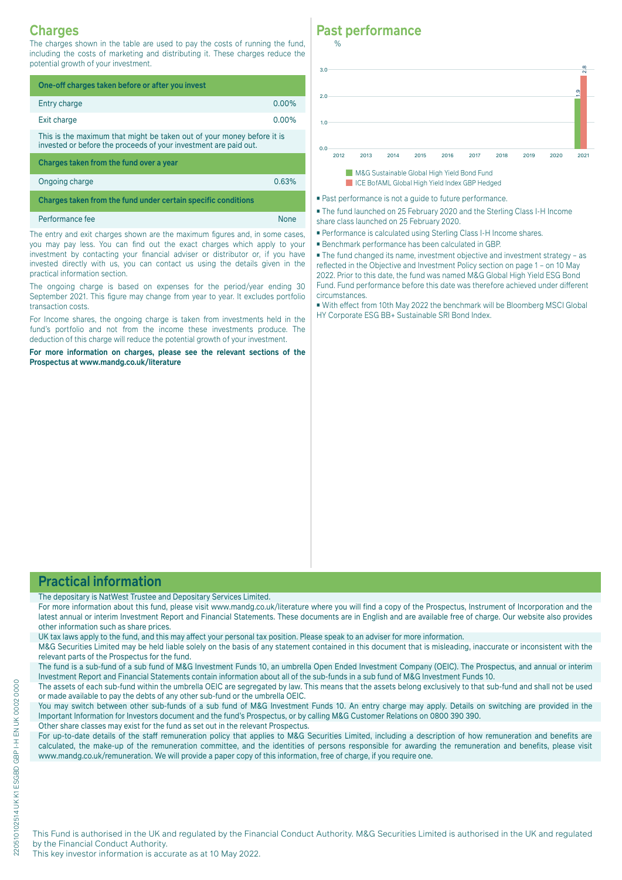## Charges

The charges shown in the table are used to pay the costs of running the fund, including the costs of marketing and distributing it. These charges reduce the potential growth of your investment.

| One-off charges taken before or after you invest | |
|---|---|
| Entry charge | 0.00% |
| Exit charge | 0.00% |
| This is the maximum that might be taken out of your money before it is invested or before the proceeds of your investment are paid out. | |
| **Charges taken from the fund over a year** | |
| Ongoing charge | 0.63% |
| **Charges taken from the fund under certain specific conditions** | |
| Performance fee | None |

The entry and exit charges shown are the maximum figures and, in some cases, you may pay less. You can find out the exact charges which apply to your investment by contacting your financial adviser or distributor or, if you have invested directly with us, you can contact us using the details given in the practical information section.

The ongoing charge is based on expenses for the period/year ending 30 September 2021. This figure may change from year to year. It excludes portfolio transaction costs.

For Income shares, the ongoing charge is taken from investments held in the fund's portfolio and not from the income these investments produce. The deduction of this charge will reduce the potential growth of your investment.

**For more information on charges, please see the relevant sections of the Prospectus at www.mandg.co.uk/literature**

## Past performance

%

3.0
2.0
1.0
0.0

2012 2013 2014 2015 2016 2017 2018 2019 2020 2021

1.9
2.8

M&G Sustainable Global High Yield Bond Fund
ICE BofAML Global High Yield Index GBP Hedged

- Past performance is not a guide to future performance.
- The fund launched on 25 February 2020 and the Sterling Class I-H Income share class launched on 25 February 2020.
- Performance is calculated using Sterling Class I-H Income shares.
- Benchmark performance has been calculated in GBP.
- The fund changed its name, investment objective and investment strategy – as reflected in the Objective and Investment Policy section on page 1 – on 10 May 2022. Prior to this date, the fund was named M&G Global High Yield ESG Bond Fund. Fund performance before this date was therefore achieved under different circumstances.
- With effect from 10th May 2022 the benchmark will be Bloomberg MSCI Global HY Corporate ESG BB+ Sustainable SRI Bond Index.

## Practical information

The depositary is NatWest Trustee and Depositary Services Limited.

For more information about this fund, please visit www.mandg.co.uk/literature where you will find a copy of the Prospectus, Instrument of Incorporation and the latest annual or interim Investment Report and Financial Statements. These documents are in English and are available free of charge. Our website also provides other information such as share prices.

UK tax laws apply to the fund, and this may affect your personal tax position. Please speak to an adviser for more information.

M&G Securities Limited may be held liable solely on the basis of any statement contained in this document that is misleading, inaccurate or inconsistent with the relevant parts of the Prospectus for the fund.

The fund is a sub-fund of a sub fund of M&G Investment Funds 10, an umbrella Open Ended Investment Company (OEIC). The Prospectus, and annual or interim Investment Report and Financial Statements contain information about all of the sub-funds in a sub fund of M&G Investment Funds 10.

The assets of each sub-fund within the umbrella OEIC are segregated by law. This means that the assets belong exclusively to that sub-fund and shall not be used or made available to pay the debts of any other sub-fund or the umbrella OEIC.

You may switch between other sub-funds of a sub fund of M&G Investment Funds 10. An entry charge may apply. Details on switching are provided in the Important Information for Investors document and the fund's Prospectus, or by calling M&G Customer Relations on 0800 390 390.

Other share classes may exist for the fund as set out in the relevant Prospectus.

For up-to-date details of the staff remuneration policy that applies to M&G Securities Limited, including a description of how remuneration and benefits are calculated, the make-up of the remuneration committee, and the identities of persons responsible for awarding the remuneration and benefits, please visit www.mandg.co.uk/remuneration. We will provide a paper copy of this information, free of charge, if you require one.

This Fund is authorised in the UK and regulated by the Financial Conduct Authority. M&G Securities Limited is authorised in the UK and regulated by the Financial Conduct Authority.

This key investor information is accurate as at 10 May 2022.

220510102514 UK K1 ESGBD GBP I-H EN UK 0002 0000